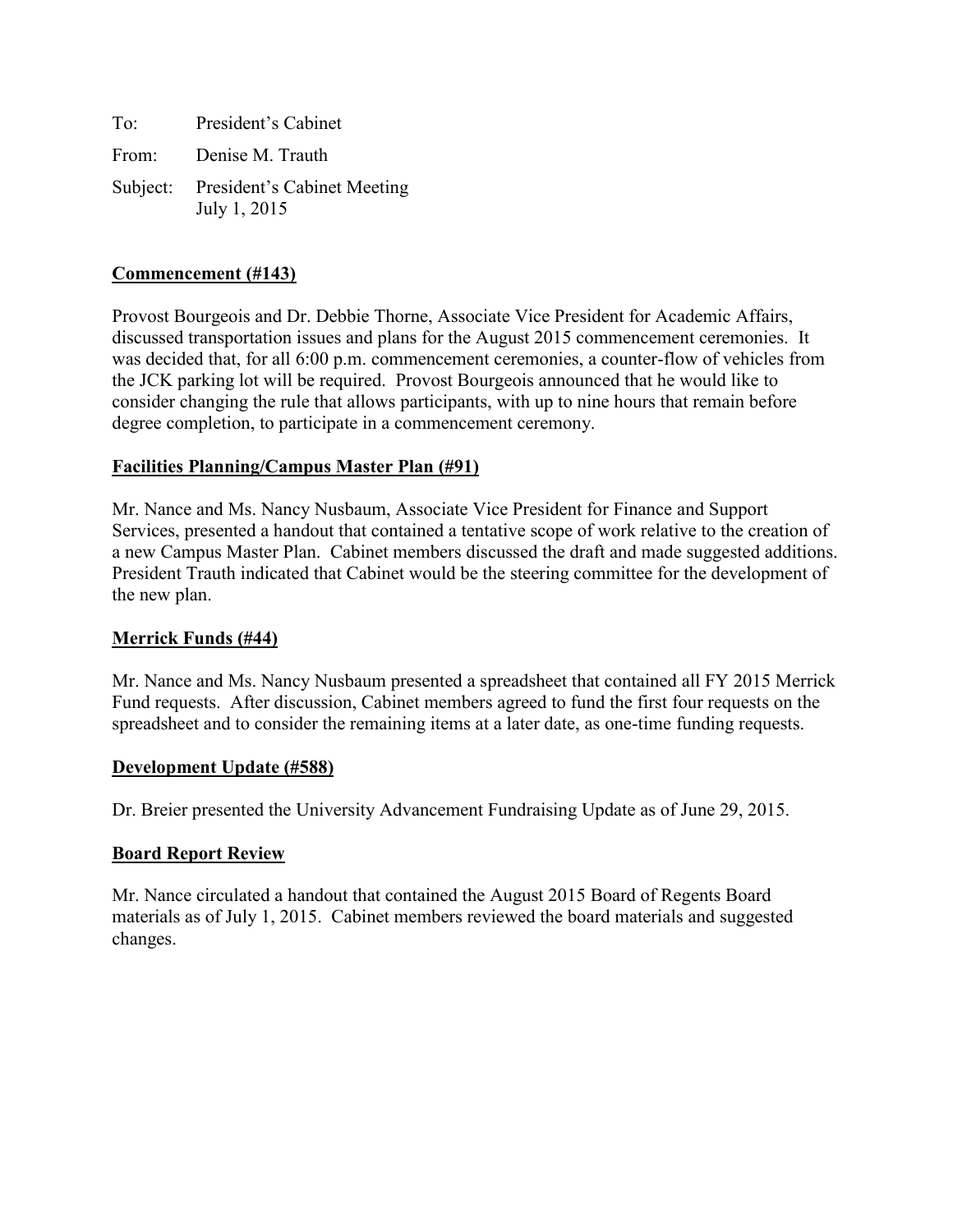To: President's Cabinet

From: Denise M. Trauth

Subject: President's Cabinet Meeting
July 1, 2015

**Commencement (#143)**

Provost Bourgeois and Dr. Debbie Thorne, Associate Vice President for Academic Affairs, discussed transportation issues and plans for the August 2015 commencement ceremonies. It was decided that, for all 6:00 p.m. commencement ceremonies, a counter-flow of vehicles from the JCK parking lot will be required. Provost Bourgeois announced that he would like to consider changing the rule that allows participants, with up to nine hours that remain before degree completion, to participate in a commencement ceremony.

**Facilities Planning/Campus Master Plan (#91)**

Mr. Nance and Ms. Nancy Nusbaum, Associate Vice President for Finance and Support Services, presented a handout that contained a tentative scope of work relative to the creation of a new Campus Master Plan. Cabinet members discussed the draft and made suggested additions. President Trauth indicated that Cabinet would be the steering committee for the development of the new plan.

**Merrick Funds (#44)**

Mr. Nance and Ms. Nancy Nusbaum presented a spreadsheet that contained all FY 2015 Merrick Fund requests. After discussion, Cabinet members agreed to fund the first four requests on the spreadsheet and to consider the remaining items at a later date, as one-time funding requests.

**Development Update (#588)**

Dr. Breier presented the University Advancement Fundraising Update as of June 29, 2015.

**Board Report Review**

Mr. Nance circulated a handout that contained the August 2015 Board of Regents Board materials as of July 1, 2015. Cabinet members reviewed the board materials and suggested changes.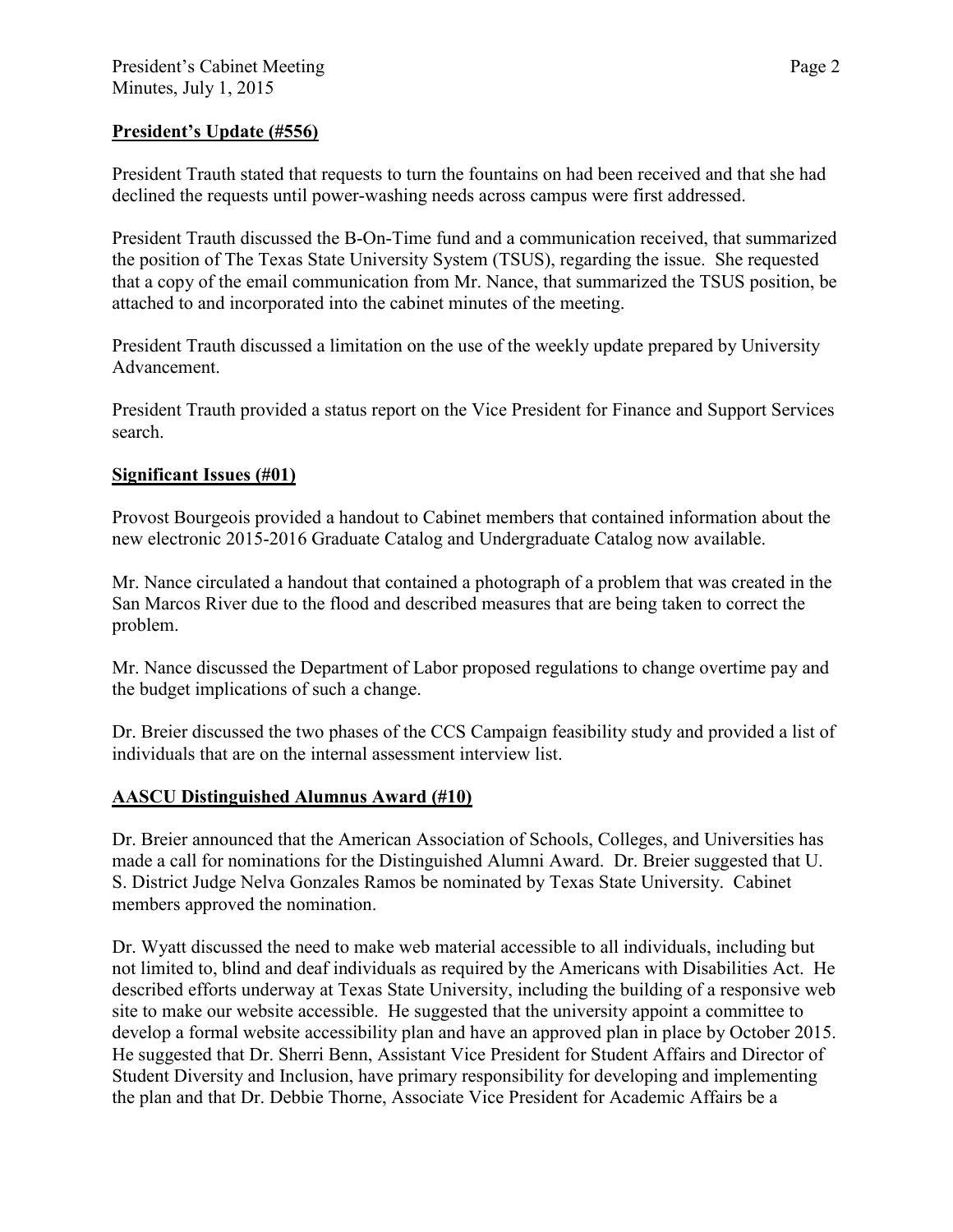## **President's Update (#556)**

President Trauth stated that requests to turn the fountains on had been received and that she had declined the requests until power-washing needs across campus were first addressed.

President Trauth discussed the B-On-Time fund and a communication received, that summarized the position of The Texas State University System (TSUS), regarding the issue. She requested that a copy of the email communication from Mr. Nance, that summarized the TSUS position, be attached to and incorporated into the cabinet minutes of the meeting.

President Trauth discussed a limitation on the use of the weekly update prepared by University Advancement.

President Trauth provided a status report on the Vice President for Finance and Support Services search.

## **Significant Issues (#01)**

Provost Bourgeois provided a handout to Cabinet members that contained information about the new electronic 2015-2016 Graduate Catalog and Undergraduate Catalog now available.

Mr. Nance circulated a handout that contained a photograph of a problem that was created in the San Marcos River due to the flood and described measures that are being taken to correct the problem.

Mr. Nance discussed the Department of Labor proposed regulations to change overtime pay and the budget implications of such a change.

Dr. Breier discussed the two phases of the CCS Campaign feasibility study and provided a list of individuals that are on the internal assessment interview list.

## **AASCU Distinguished Alumnus Award (#10)**

Dr. Breier announced that the American Association of Schools, Colleges, and Universities has made a call for nominations for the Distinguished Alumni Award. Dr. Breier suggested that U. S. District Judge Nelva Gonzales Ramos be nominated by Texas State University. Cabinet members approved the nomination.

Dr. Wyatt discussed the need to make web material accessible to all individuals, including but not limited to, blind and deaf individuals as required by the Americans with Disabilities Act. He described efforts underway at Texas State University, including the building of a responsive web site to make our website accessible. He suggested that the university appoint a committee to develop a formal website accessibility plan and have an approved plan in place by October 2015. He suggested that Dr. Sherri Benn, Assistant Vice President for Student Affairs and Director of Student Diversity and Inclusion, have primary responsibility for developing and implementing the plan and that Dr. Debbie Thorne, Associate Vice President for Academic Affairs be a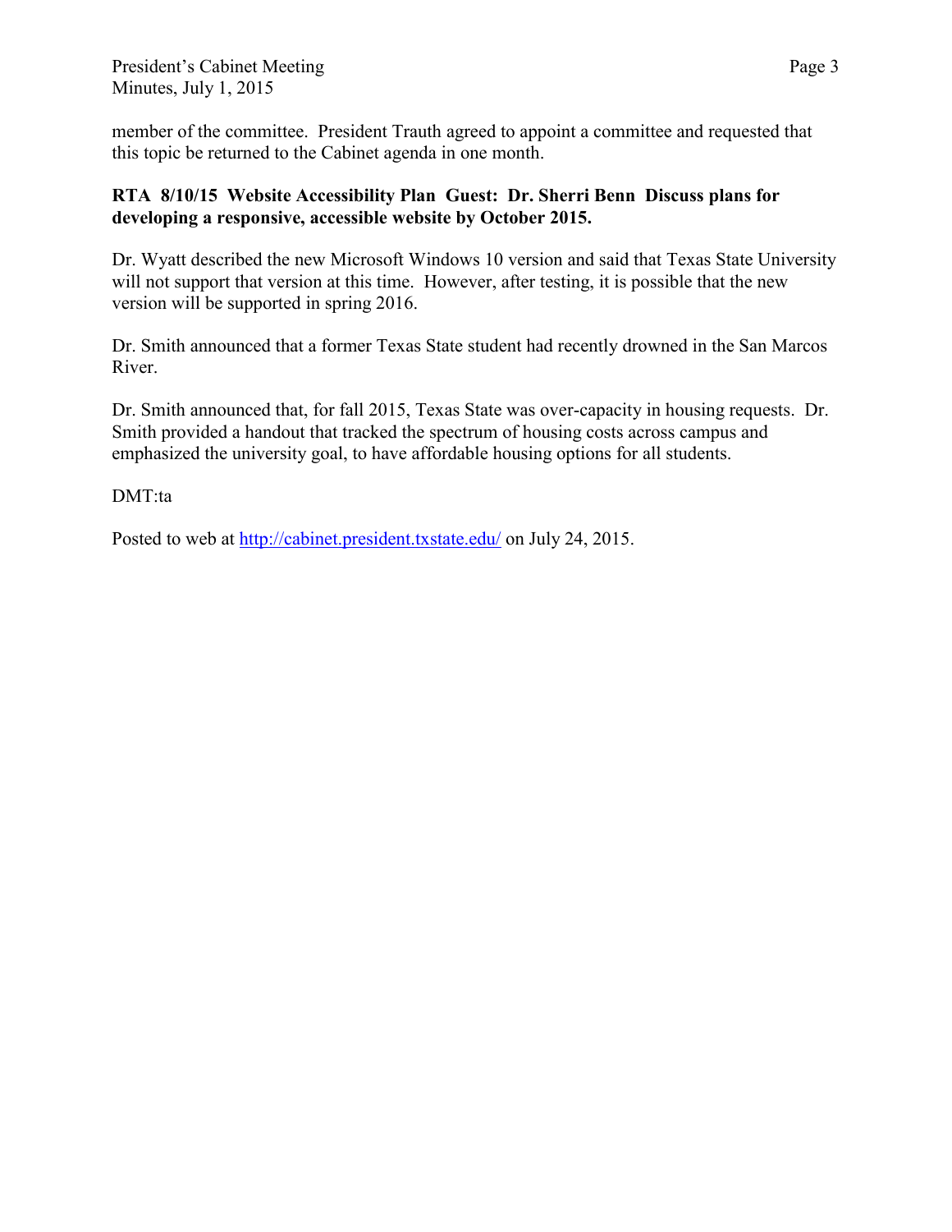member of the committee. President Trauth agreed to appoint a committee and requested that this topic be returned to the Cabinet agenda in one month.

**RTA 8/10/15 Website Accessibility Plan Guest: Dr. Sherri Benn Discuss plans for developing a responsive, accessible website by October 2015.**

Dr. Wyatt described the new Microsoft Windows 10 version and said that Texas State University will not support that version at this time. However, after testing, it is possible that the new version will be supported in spring 2016.

Dr. Smith announced that a former Texas State student had recently drowned in the San Marcos River.

Dr. Smith announced that, for fall 2015, Texas State was over-capacity in housing requests. Dr. Smith provided a handout that tracked the spectrum of housing costs across campus and emphasized the university goal, to have affordable housing options for all students.

DMT:ta

Posted to web at http://cabinet.president.txstate.edu/ on July 24, 2015.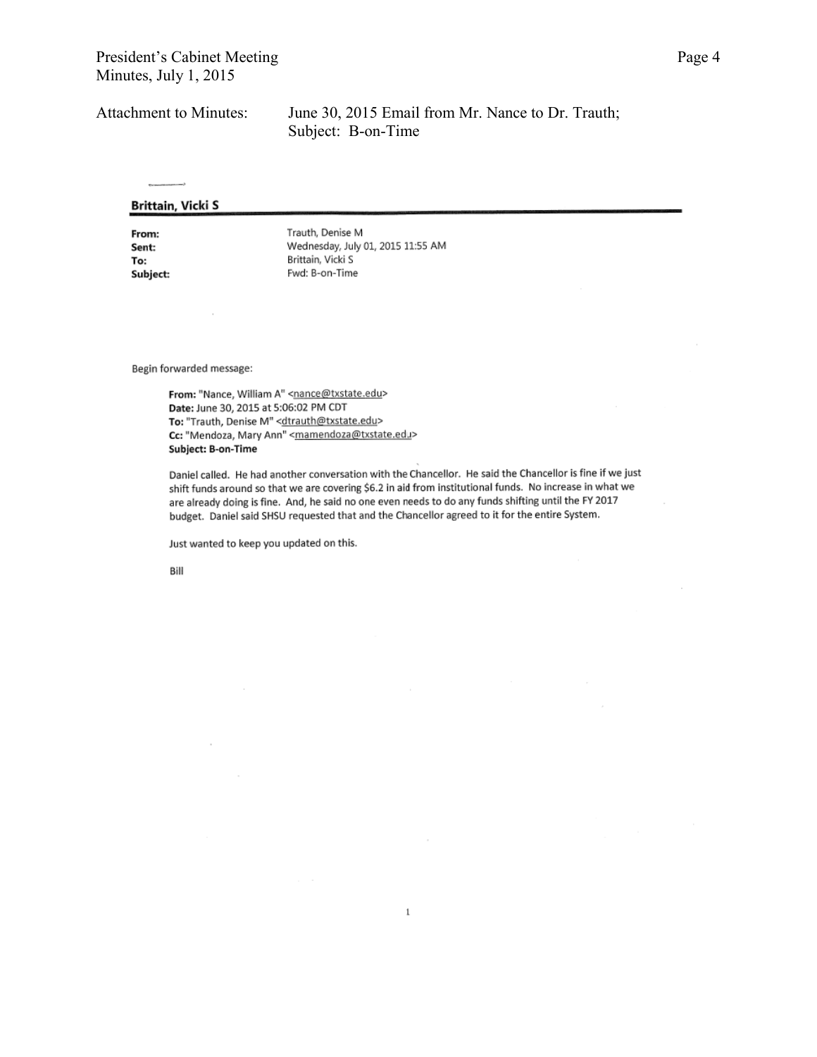Attachment to Minutes: June 30, 2015 Email from Mr. Nance to Dr. Trauth;
Subject: B-on-Time

**Brittain, Vicki S**

| | |
|---|---|
| **From:** | Trauth, Denise M |
| **Sent:** | Wednesday, July 01, 2015 11:55 AM |
| **To:** | Brittain, Vicki S |
| **Subject:** | Fwd: B-on-Time |

Begin forwarded message:

> **From:** "Nance, William A" <nance@txstate.edu>
> **Date:** June 30, 2015 at 5:06:02 PM CDT
> **To:** "Trauth, Denise M" <dtrauth@txstate.edu>
> **Cc:** "Mendoza, Mary Ann" <mamendoza@txstate.edu>
> **Subject: B-on-Time**
>
> Daniel called. He had another conversation with the Chancellor. He said the Chancellor is fine if we just shift funds around so that we are covering $6.2 in aid from institutional funds. No increase in what we are already doing is fine. And, he said no one even needs to do any funds shifting until the FY 2017 budget. Daniel said SHSU requested that and the Chancellor agreed to it for the entire System.
>
> Just wanted to keep you updated on this.
>
> Bill